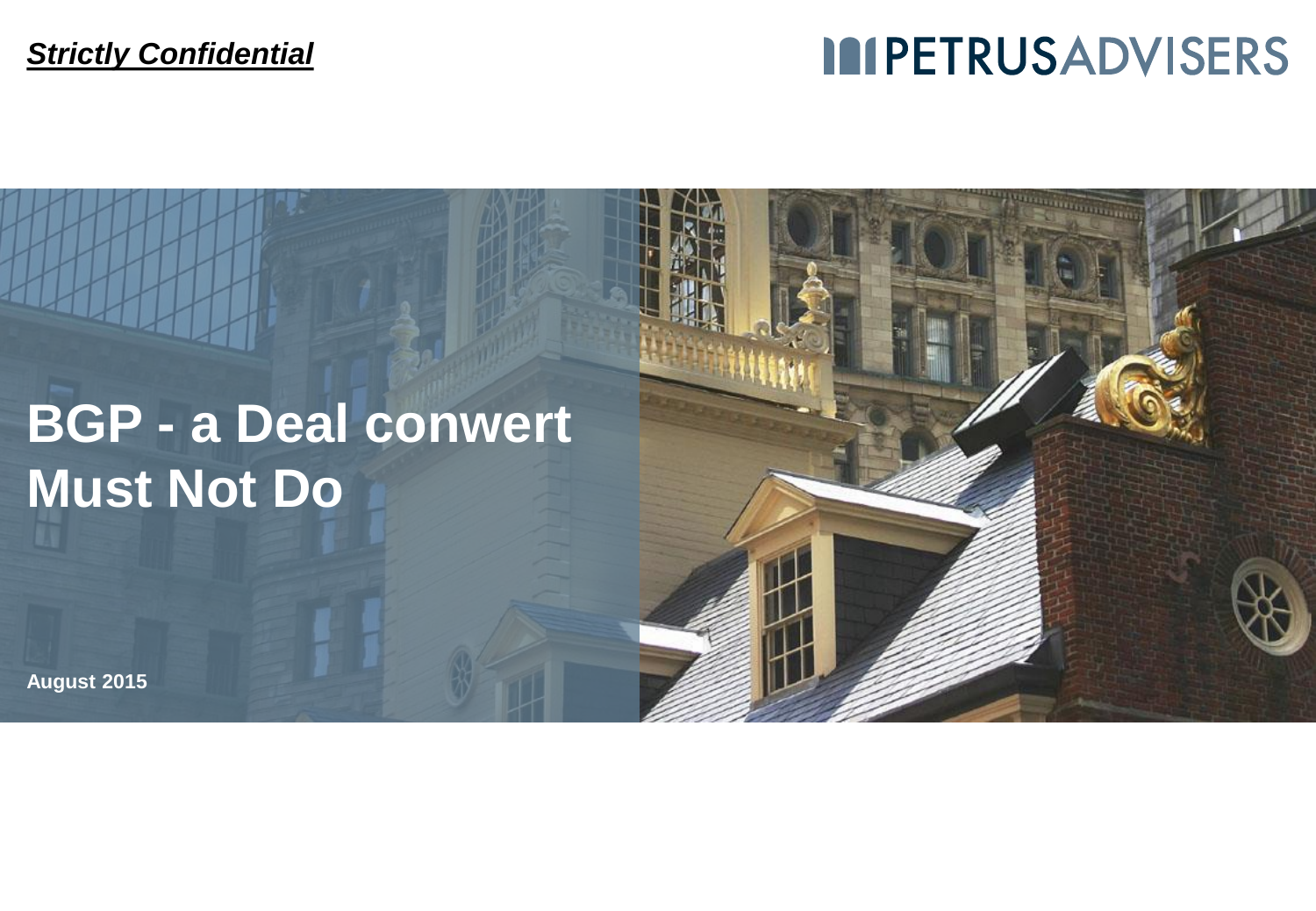***Strictly Confidential***

PETRUSADVISERS

# BGP - a Deal conwert Must Not Do

**August 2015**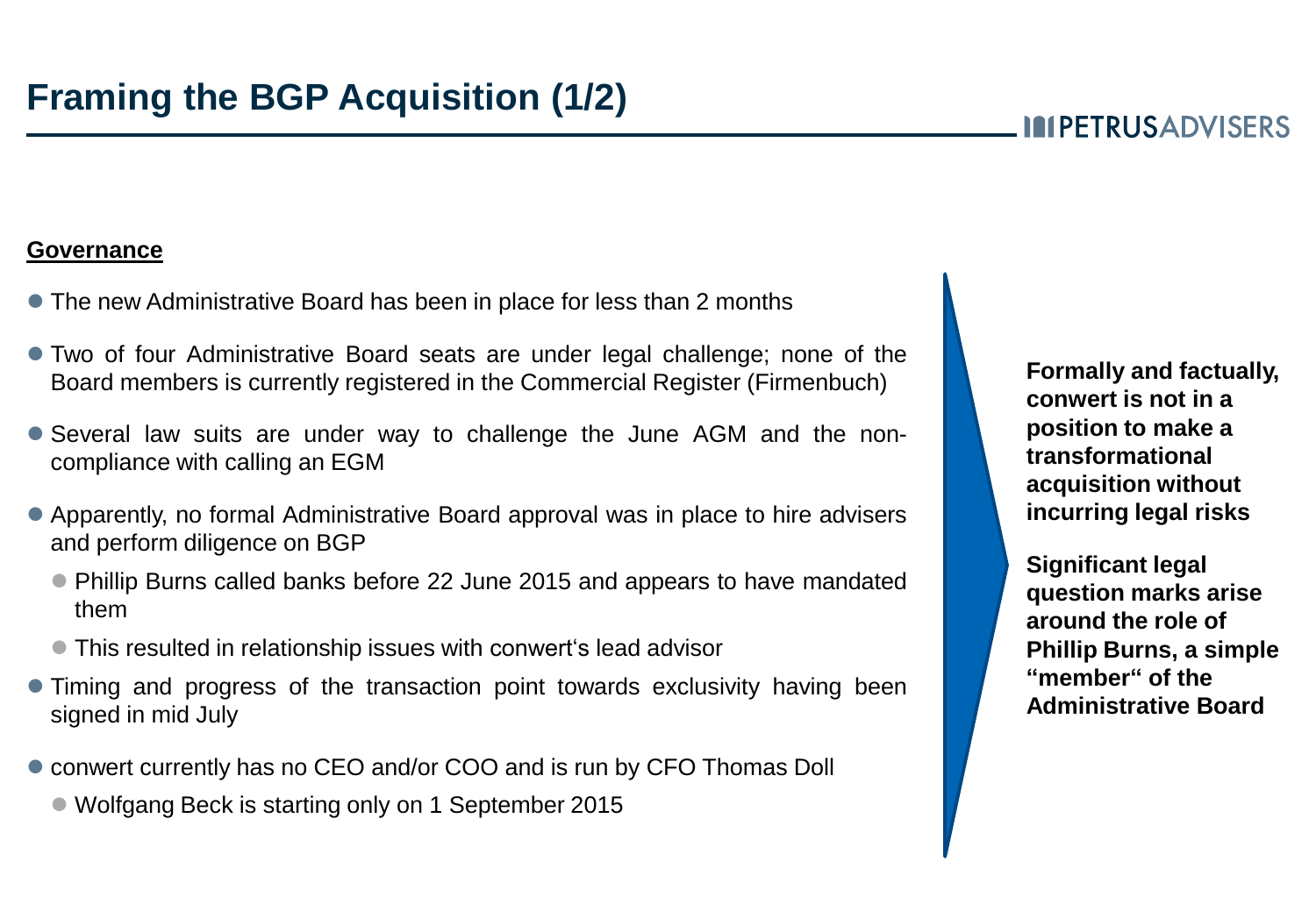# Framing the BGP Acquisition (1/2)

**Governance**

- The new Administrative Board has been in place for less than 2 months
- Two of four Administrative Board seats are under legal challenge; none of the Board members is currently registered in the Commercial Register (Firmenbuch)
- Several law suits are under way to challenge the June AGM and the non-compliance with calling an EGM
- Apparently, no formal Administrative Board approval was in place to hire advisers and perform diligence on BGP
  - Phillip Burns called banks before 22 June 2015 and appears to have mandated them
  - This resulted in relationship issues with conwert's lead advisor
- Timing and progress of the transaction point towards exclusivity having been signed in mid July
- conwert currently has no CEO and/or COO and is run by CFO Thomas Doll
  - Wolfgang Beck is starting only on 1 September 2015

**Formally and factually, conwert is not in a position to make a transformational acquisition without incurring legal risks**

**Significant legal question marks arise around the role of Phillip Burns, a simple "member" of the Administrative Board**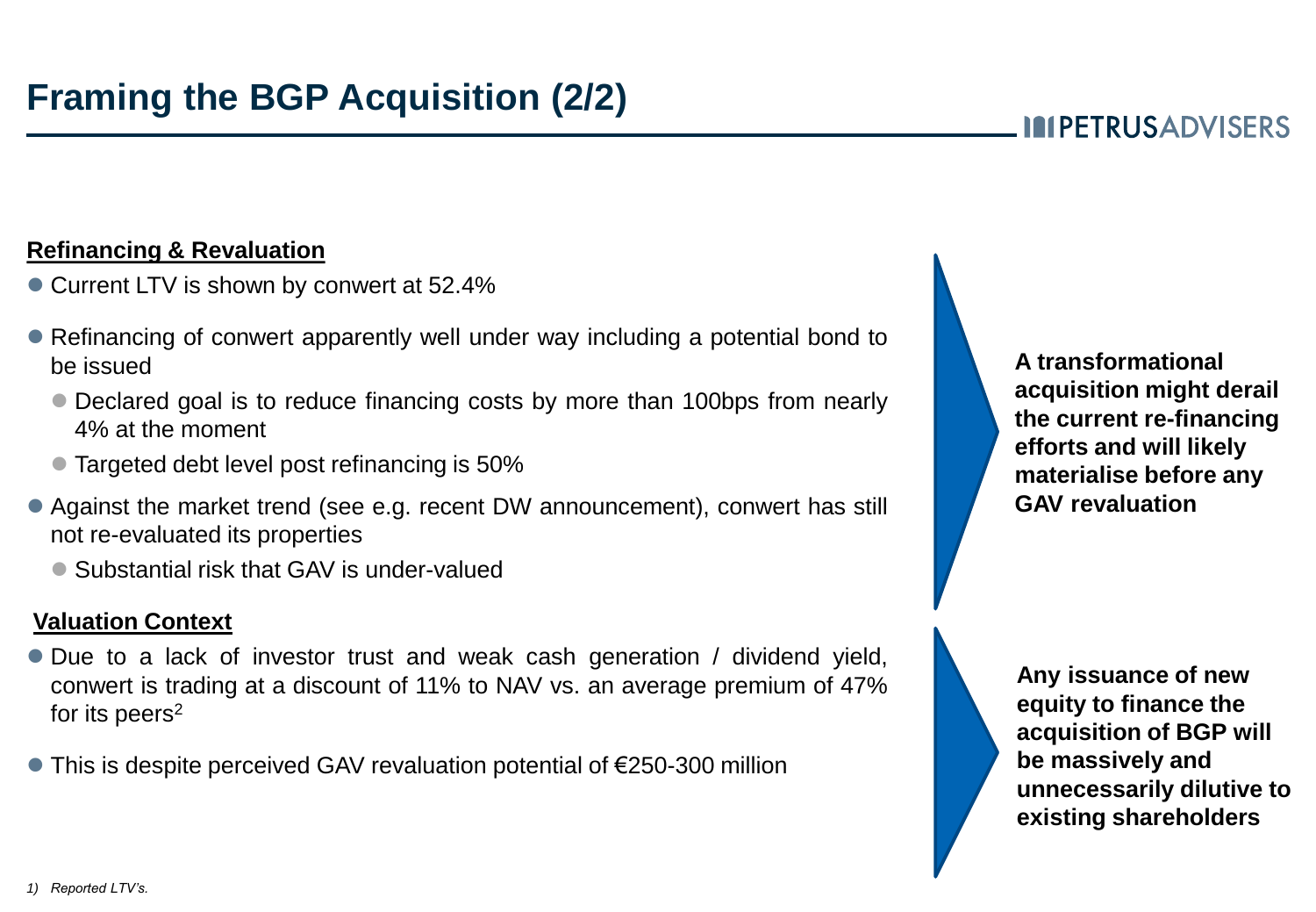# Framing the BGP Acquisition (2/2)

**Refinancing & Revaluation**

- Current LTV is shown by conwert at 52.4%
- Refinancing of conwert apparently well under way including a potential bond to be issued
  - Declared goal is to reduce financing costs by more than 100bps from nearly 4% at the moment
  - Targeted debt level post refinancing is 50%
- Against the market trend (see e.g. recent DW announcement), conwert has still not re-evaluated its properties
  - Substantial risk that GAV is under-valued

**A transformational acquisition might derail the current re-financing efforts and will likely materialise before any GAV revaluation**

**Valuation Context**

- Due to a lack of investor trust and weak cash generation / dividend yield, conwert is trading at a discount of 11% to NAV vs. an average premium of 47% for its peers[2]
- This is despite perceived GAV revaluation potential of €250-300 million

**Any issuance of new equity to finance the acquisition of BGP will be massively and unnecessarily dilutive to existing shareholders**

*1) Reported LTV's.*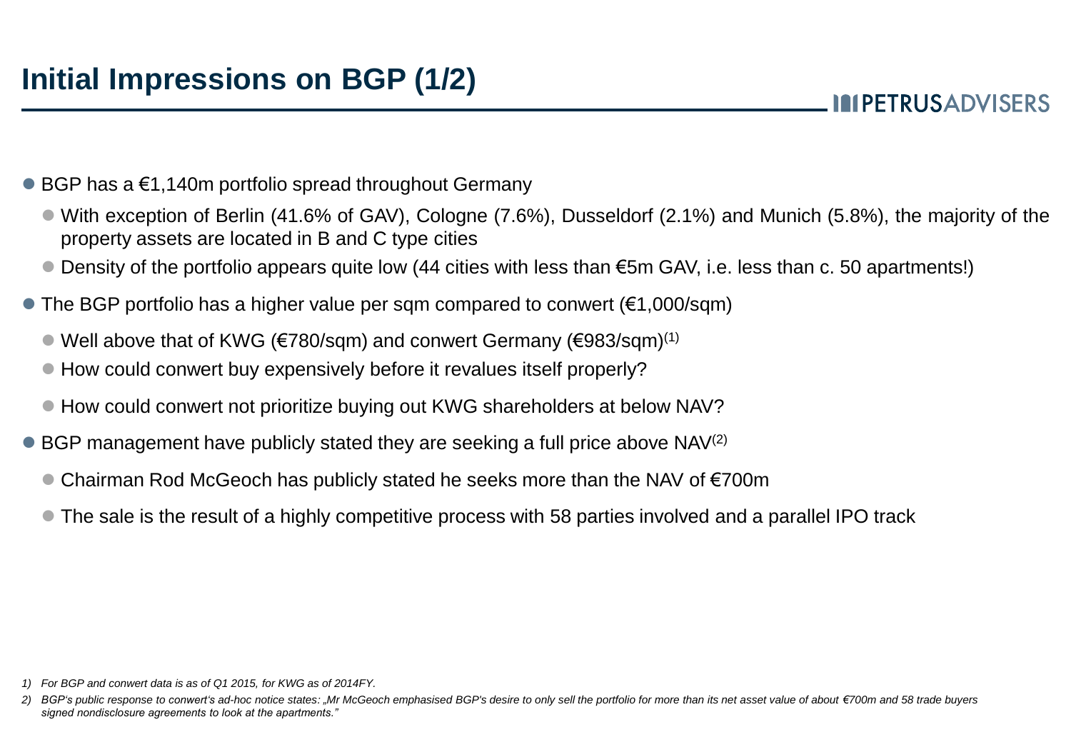# Initial Impressions on BGP (1/2)

- BGP has a €1,140m portfolio spread throughout Germany
  - With exception of Berlin (41.6% of GAV), Cologne (7.6%), Dusseldorf (2.1%) and Munich (5.8%), the majority of the property assets are located in B and C type cities
  - Density of the portfolio appears quite low (44 cities with less than €5m GAV, i.e. less than c. 50 apartments!)
- The BGP portfolio has a higher value per sqm compared to conwert (€1,000/sqm)
  - Well above that of KWG (€780/sqm) and conwert Germany (€983/sqm)[1]
  - How could conwert buy expensively before it revalues itself properly?
  - How could conwert not prioritize buying out KWG shareholders at below NAV?
- BGP management have publicly stated they are seeking a full price above NAV[2]
  - Chairman Rod McGeoch has publicly stated he seeks more than the NAV of €700m
  - The sale is the result of a highly competitive process with 58 parties involved and a parallel IPO track

*1) For BGP and conwert data is as of Q1 2015, for KWG as of 2014FY.*

*2) BGP's public response to conwert's ad-hoc notice states: „Mr McGeoch emphasised BGP's desire to only sell the portfolio for more than its net asset value of about €700m and 58 trade buyers signed nondisclosure agreements to look at the apartments."*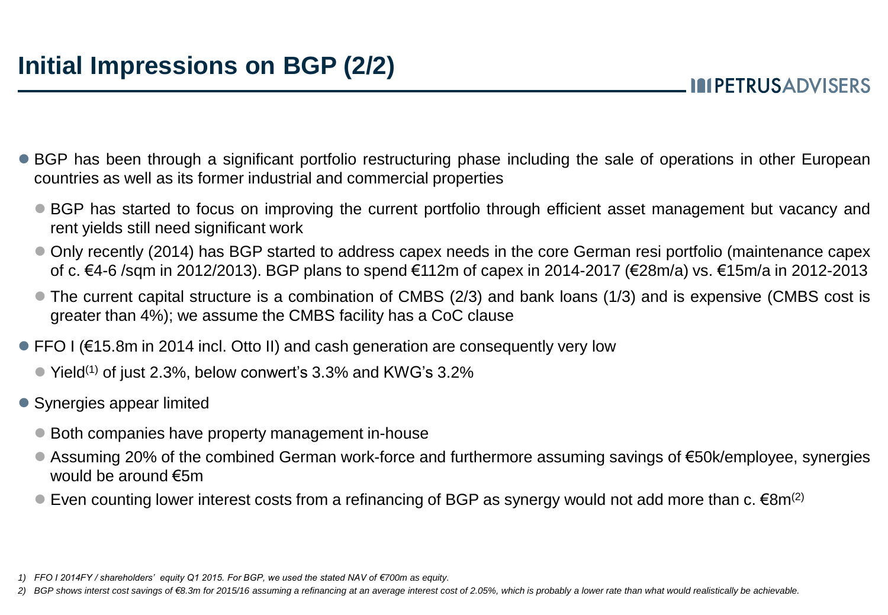# Initial Impressions on BGP (2/2)

- BGP has been through a significant portfolio restructuring phase including the sale of operations in other European countries as well as its former industrial and commercial properties
  - BGP has started to focus on improving the current portfolio through efficient asset management but vacancy and rent yields still need significant work
  - Only recently (2014) has BGP started to address capex needs in the core German resi portfolio (maintenance capex of c. €4-6 /sqm in 2012/2013). BGP plans to spend €112m of capex in 2014-2017 (€28m/a) vs. €15m/a in 2012-2013
  - The current capital structure is a combination of CMBS (2/3) and bank loans (1/3) and is expensive (CMBS cost is greater than 4%); we assume the CMBS facility has a CoC clause
- FFO I (€15.8m in 2014 incl. Otto II) and cash generation are consequently very low
  - Yield[1] of just 2.3%, below conwert's 3.3% and KWG's 3.2%
- Synergies appear limited
  - Both companies have property management in-house
  - Assuming 20% of the combined German work-force and furthermore assuming savings of €50k/employee, synergies would be around €5m
  - Even counting lower interest costs from a refinancing of BGP as synergy would not add more than c. €8m[2]

*1) FFO I 2014FY / shareholders' equity Q1 2015. For BGP, we used the stated NAV of €700m as equity.*

*2) BGP shows interst cost savings of €8.3m for 2015/16 assuming a refinancing at an average interest cost of 2.05%, which is probably a lower rate than what would realistically be achievable.*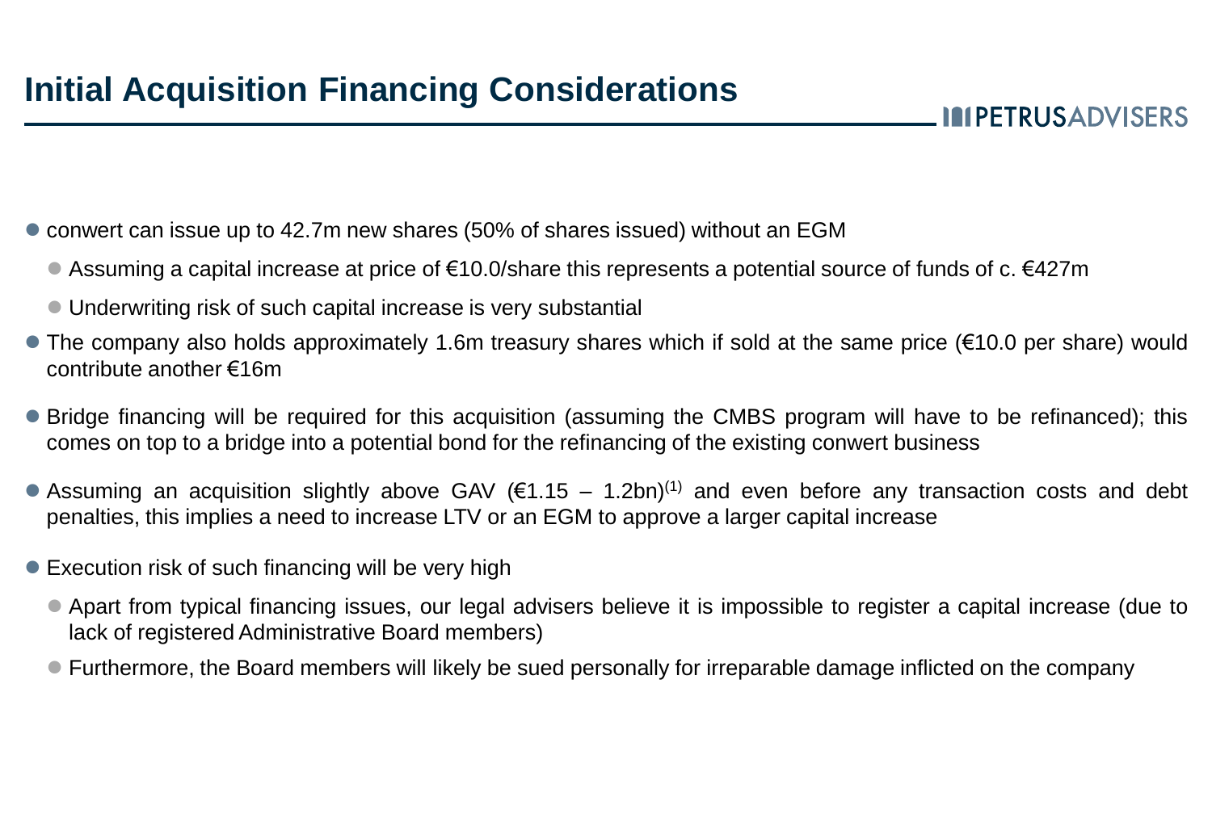# Initial Acquisition Financing Considerations

- conwert can issue up to 42.7m new shares (50% of shares issued) without an EGM
  - Assuming a capital increase at price of €10.0/share this represents a potential source of funds of c. €427m
  - Underwriting risk of such capital increase is very substantial
- The company also holds approximately 1.6m treasury shares which if sold at the same price (€10.0 per share) would contribute another €16m
- Bridge financing will be required for this acquisition (assuming the CMBS program will have to be refinanced); this comes on top to a bridge into a potential bond for the refinancing of the existing conwert business
- Assuming an acquisition slightly above GAV (€1.15 – 1.2bn)[1] and even before any transaction costs and debt penalties, this implies a need to increase LTV or an EGM to approve a larger capital increase
- Execution risk of such financing will be very high
  - Apart from typical financing issues, our legal advisers believe it is impossible to register a capital increase (due to lack of registered Administrative Board members)
  - Furthermore, the Board members will likely be sued personally for irreparable damage inflicted on the company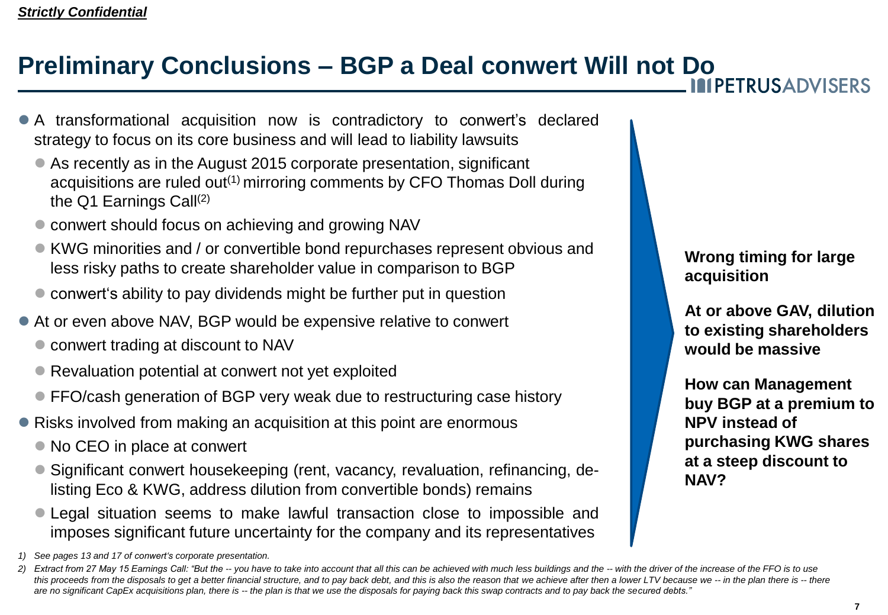*Strictly Confidential*

# Preliminary Conclusions – BGP a Deal conwert Will not Do

PETRUSADVISERS

- A transformational acquisition now is contradictory to conwert's declared strategy to focus on its core business and will lead to liability lawsuits
  - As recently as in the August 2015 corporate presentation, significant acquisitions are ruled out[1] mirroring comments by CFO Thomas Doll during the Q1 Earnings Call[2]
  - conwert should focus on achieving and growing NAV
  - KWG minorities and / or convertible bond repurchases represent obvious and less risky paths to create shareholder value in comparison to BGP
  - conwert's ability to pay dividends might be further put in question
- At or even above NAV, BGP would be expensive relative to conwert
  - conwert trading at discount to NAV
  - Revaluation potential at conwert not yet exploited
  - FFO/cash generation of BGP very weak due to restructuring case history
- Risks involved from making an acquisition at this point are enormous
  - No CEO in place at conwert
  - Significant conwert housekeeping (rent, vacancy, revaluation, refinancing, de-listing Eco & KWG, address dilution from convertible bonds) remains
  - Legal situation seems to make lawful transaction close to impossible and imposes significant future uncertainty for the company and its representatives

**Wrong timing for large acquisition**

**At or above GAV, dilution to existing shareholders would be massive**

**How can Management buy BGP at a premium to NPV instead of purchasing KWG shares at a steep discount to NAV?**

1) *See pages 13 and 17 of conwert's corporate presentation.*

2) *Extract from 27 May 15 Earnings Call: "But the -- you have to take into account that all this can be achieved with much less buildings and the -- with the driver of the increase of the FFO is to use this proceeds from the disposals to get a better financial structure, and to pay back debt, and this is also the reason that we achieve after then a lower LTV because we -- in the plan there is -- there are no significant CapEx acquisitions plan, there is -- the plan is that we use the disposals for paying back this swap contracts and to pay back the secured debts."*